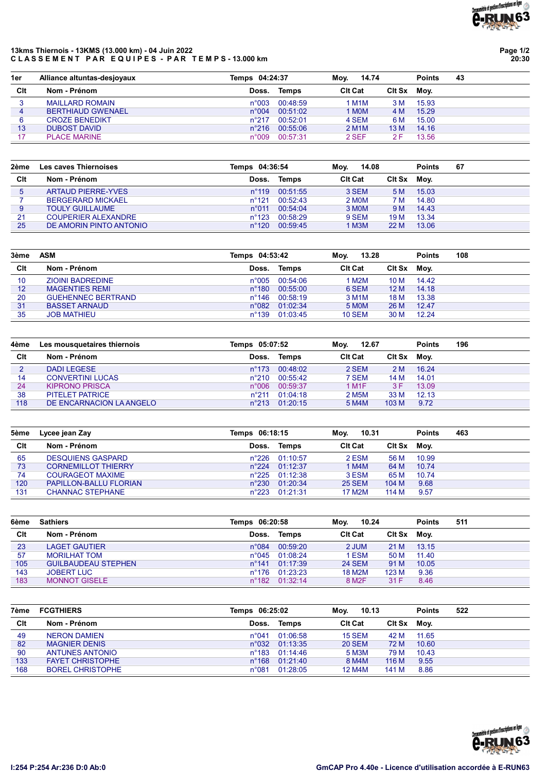**13kms Thiernois - 13KMS (13.000 km) - 04 Juin 2022**
**C L A S S E M E N T   P A R   E Q U I P E S  -  P A R   T E M P S - 13.000 km**

| 1er | Alliance altuntas-desjoyaux | | Temps 04:24:37 | | Moy. 14.74 | | Points 43 |
|---|---|---|---|---|---|---|---|
| **Clt** | **Nom - Prénom** | **Doss.** | **Temps** | **Clt Cat** | **Clt Sx** | **Moy.** | |
| 3 | MAILLARD ROMAIN | n°003 | 00:48:59 | 1 M1M | 3 M | 15.93 | |
| 4 | BERTHIAUD GWENAEL | n°004 | 00:51:02 | 1 M0M | 4 M | 15.29 | |
| 6 | CROZE BENEDIKT | n°217 | 00:52:01 | 4 SEM | 6 M | 15.00 | |
| 13 | DUBOST DAVID | n°216 | 00:55:06 | 2 M1M | 13 M | 14.16 | |
| 17 | PLACE MARINE | n°009 | 00:57:31 | 2 SEF | 2 F | 13.56 | |

| 2ème | Les caves Thiernoises | | Temps 04:36:54 | | Moy. 14.08 | | Points 67 |
|---|---|---|---|---|---|---|---|
| **Clt** | **Nom - Prénom** | **Doss.** | **Temps** | **Clt Cat** | **Clt Sx** | **Moy.** | |
| 5 | ARTAUD PIERRE-YVES | n°119 | 00:51:55 | 3 SEM | 5 M | 15.03 | |
| 7 | BERGERARD MICKAEL | n°121 | 00:52:43 | 2 M0M | 7 M | 14.80 | |
| 9 | TOULY GUILLAUME | n°011 | 00:54:04 | 3 M0M | 9 M | 14.43 | |
| 21 | COUPERIER ALEXANDRE | n°123 | 00:58:29 | 9 SEM | 19 M | 13.34 | |
| 25 | DE AMORIN PINTO ANTONIO | n°120 | 00:59:45 | 1 M3M | 22 M | 13.06 | |

| 3ème | ASM | | Temps 04:53:42 | | Moy. 13.28 | | Points 108 |
|---|---|---|---|---|---|---|---|
| **Clt** | **Nom - Prénom** | **Doss.** | **Temps** | **Clt Cat** | **Clt Sx** | **Moy.** | |
| 10 | ZIOINI BADREDINE | n°005 | 00:54:06 | 1 M2M | 10 M | 14.42 | |
| 12 | MAGENTIES REMI | n°180 | 00:55:00 | 6 SEM | 12 M | 14.18 | |
| 20 | GUEHENNEC BERTRAND | n°146 | 00:58:19 | 3 M1M | 18 M | 13.38 | |
| 31 | BASSET ARNAUD | n°082 | 01:02:34 | 5 M0M | 26 M | 12.47 | |
| 35 | JOB MATHIEU | n°139 | 01:03:45 | 10 SEM | 30 M | 12.24 | |

| 4ème | Les mousquetaires thiernois | | Temps 05:07:52 | | Moy. 12.67 | | Points 196 |
|---|---|---|---|---|---|---|---|
| **Clt** | **Nom - Prénom** | **Doss.** | **Temps** | **Clt Cat** | **Clt Sx** | **Moy.** | |
| 2 | DADI LEGESE | n°173 | 00:48:02 | 2 SEM | 2 M | 16.24 | |
| 14 | CONVERTINI LUCAS | n°210 | 00:55:42 | 7 SEM | 14 M | 14.01 | |
| 24 | KIPRONO PRISCA | n°006 | 00:59:37 | 1 M1F | 3 F | 13.09 | |
| 38 | PITELET PATRICE | n°211 | 01:04:18 | 2 M5M | 33 M | 12.13 | |
| 118 | DE ENCARNACION LA ANGELO | n°213 | 01:20:15 | 5 M4M | 103 M | 9.72 | |

| 5ème | Lycee jean Zay | | Temps 06:18:15 | | Moy. 10.31 | | Points 463 |
|---|---|---|---|---|---|---|---|
| **Clt** | **Nom - Prénom** | **Doss.** | **Temps** | **Clt Cat** | **Clt Sx** | **Moy.** | |
| 65 | DESQUIENS GASPARD | n°226 | 01:10:57 | 2 ESM | 56 M | 10.99 | |
| 73 | CORNEMILLOT THIERRY | n°224 | 01:12:37 | 1 M4M | 64 M | 10.74 | |
| 74 | COURAGEOT MAXIME | n°225 | 01:12:38 | 3 ESM | 65 M | 10.74 | |
| 120 | PAPILLON-BALLU FLORIAN | n°230 | 01:20:34 | 25 SEM | 104 M | 9.68 | |
| 131 | CHANNAC STEPHANE | n°223 | 01:21:31 | 17 M2M | 114 M | 9.57 | |

| 6ème | Sathiers | | Temps 06:20:58 | | Moy. 10.24 | | Points 511 |
|---|---|---|---|---|---|---|---|
| **Clt** | **Nom - Prénom** | **Doss.** | **Temps** | **Clt Cat** | **Clt Sx** | **Moy.** | |
| 23 | LAGET GAUTIER | n°084 | 00:59:20 | 2 JUM | 21 M | 13.15 | |
| 57 | MORILHAT TOM | n°045 | 01:08:24 | 1 ESM | 50 M | 11.40 | |
| 105 | GUILBAUDEAU STEPHEN | n°141 | 01:17:39 | 24 SEM | 91 M | 10.05 | |
| 143 | JOBERT LUC | n°176 | 01:23:23 | 18 M2M | 123 M | 9.36 | |
| 183 | MONNOT GISELE | n°182 | 01:32:14 | 8 M2F | 31 F | 8.46 | |

| 7ème | FCGTHIERS | | Temps 06:25:02 | | Moy. 10.13 | | Points 522 |
|---|---|---|---|---|---|---|---|
| **Clt** | **Nom - Prénom** | **Doss.** | **Temps** | **Clt Cat** | **Clt Sx** | **Moy.** | |
| 49 | NERON DAMIEN | n°041 | 01:06:58 | 15 SEM | 42 M | 11.65 | |
| 82 | MAGNIER DENIS | n°032 | 01:13:35 | 20 SEM | 72 M | 10.60 | |
| 90 | ANTUNES ANTONIO | n°183 | 01:14:46 | 5 M3M | 79 M | 10.43 | |
| 133 | FAYET CHRISTOPHE | n°168 | 01:21:40 | 8 M4M | 116 M | 9.55 | |
| 168 | BOREL CHRISTOPHE | n°081 | 01:28:05 | 12 M4M | 141 M | 8.86 | |

I:254 P:254 Ar:236 D:0 Ab:0

GmCAP Pro 4.40e - Licence d'utilisation accordée à E-RUN63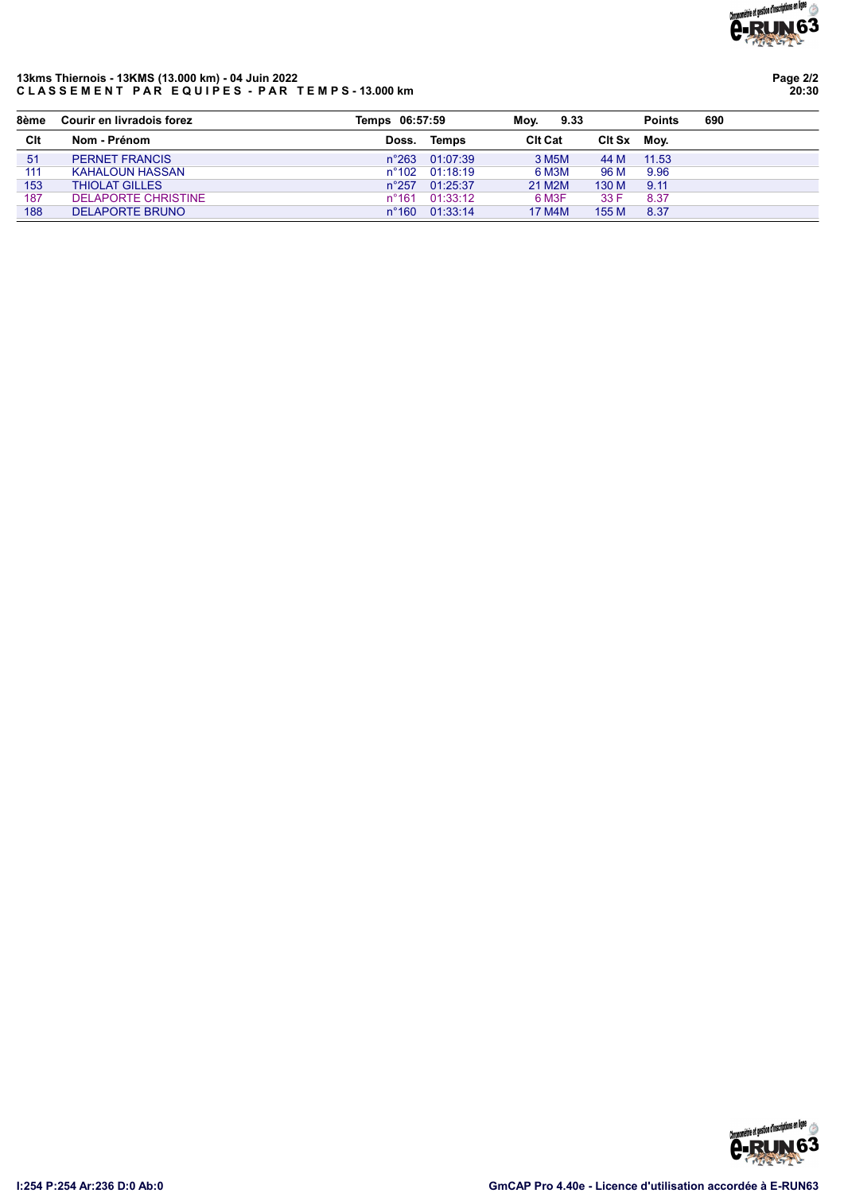**13kms Thiernois - 13KMS (13.000 km) - 04 Juin 2022**
**C L A S S E M E N T   P A R   E Q U I P E S  -  P A R   T E M P S - 13.000 km**

| 8ème | Courir en livradois forez | Temps 06:57:59 | | Moy. 9.33 | | Points 690 |
|---|---|---|---|---|---|---|
| **Clt** | **Nom - Prénom** | **Doss.** | **Temps** | **Clt Cat** | **Clt Sx** | **Moy.** |
| 51 | PERNET FRANCIS | n°263 | 01:07:39 | 3 M5M | 44 M | 11.53 |
| 111 | KAHALOUN HASSAN | n°102 | 01:18:19 | 6 M3M | 96 M | 9.96 |
| 153 | THIOLAT GILLES | n°257 | 01:25:37 | 21 M2M | 130 M | 9.11 |
| 187 | DELAPORTE CHRISTINE | n°161 | 01:33:12 | 6 M3F | 33 F | 8.37 |
| 188 | DELAPORTE BRUNO | n°160 | 01:33:14 | 17 M4M | 155 M | 8.37 |

I:254 P:254 Ar:236 D:0 Ab:0

GmCAP Pro 4.40e - Licence d'utilisation accordée à E-RUN63